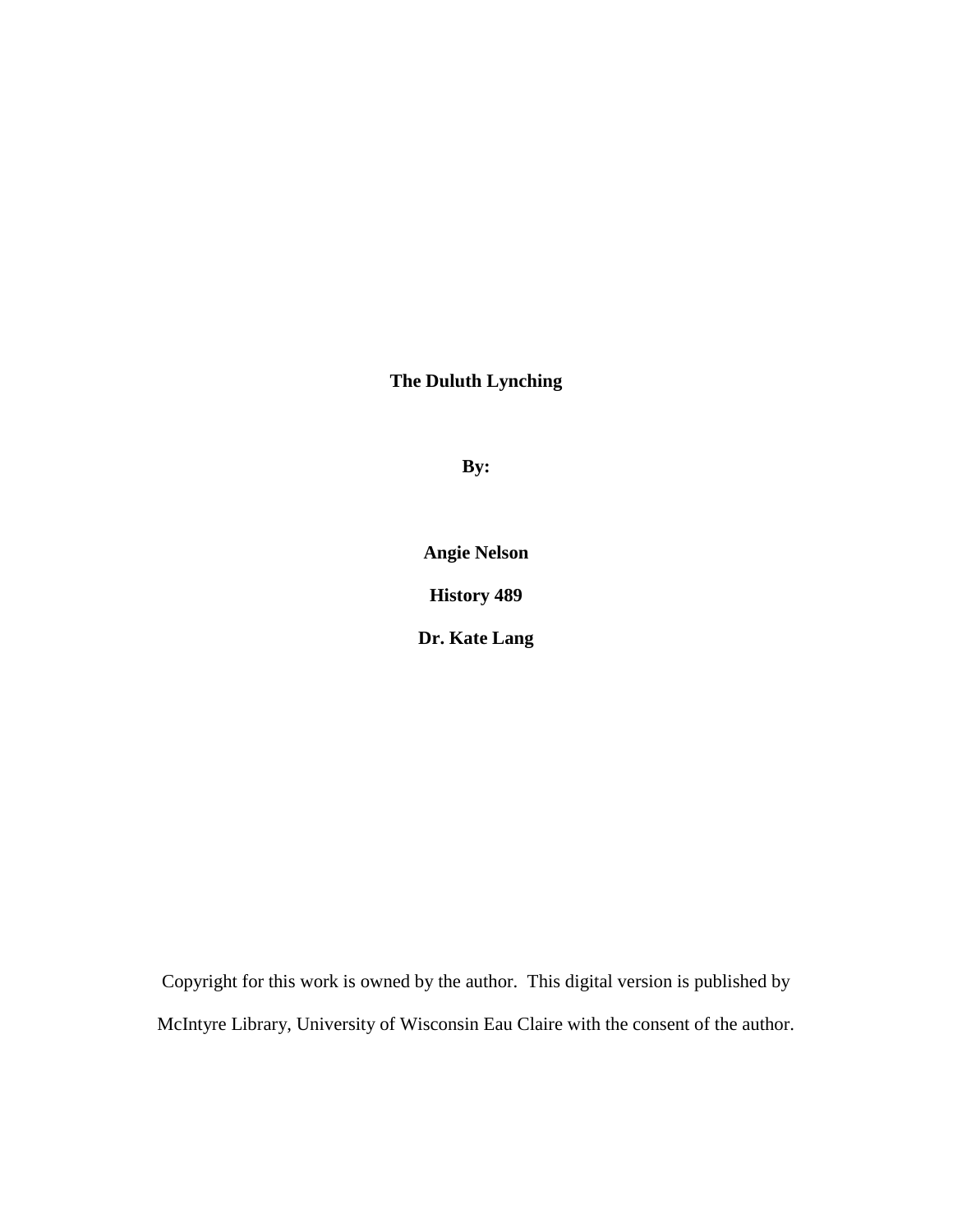# The Duluth Lynching

**By:**

**Angie Nelson**

**History 489**

**Dr. Kate Lang**

Copyright for this work is owned by the author. This digital version is published by McIntyre Library, University of Wisconsin Eau Claire with the consent of the author.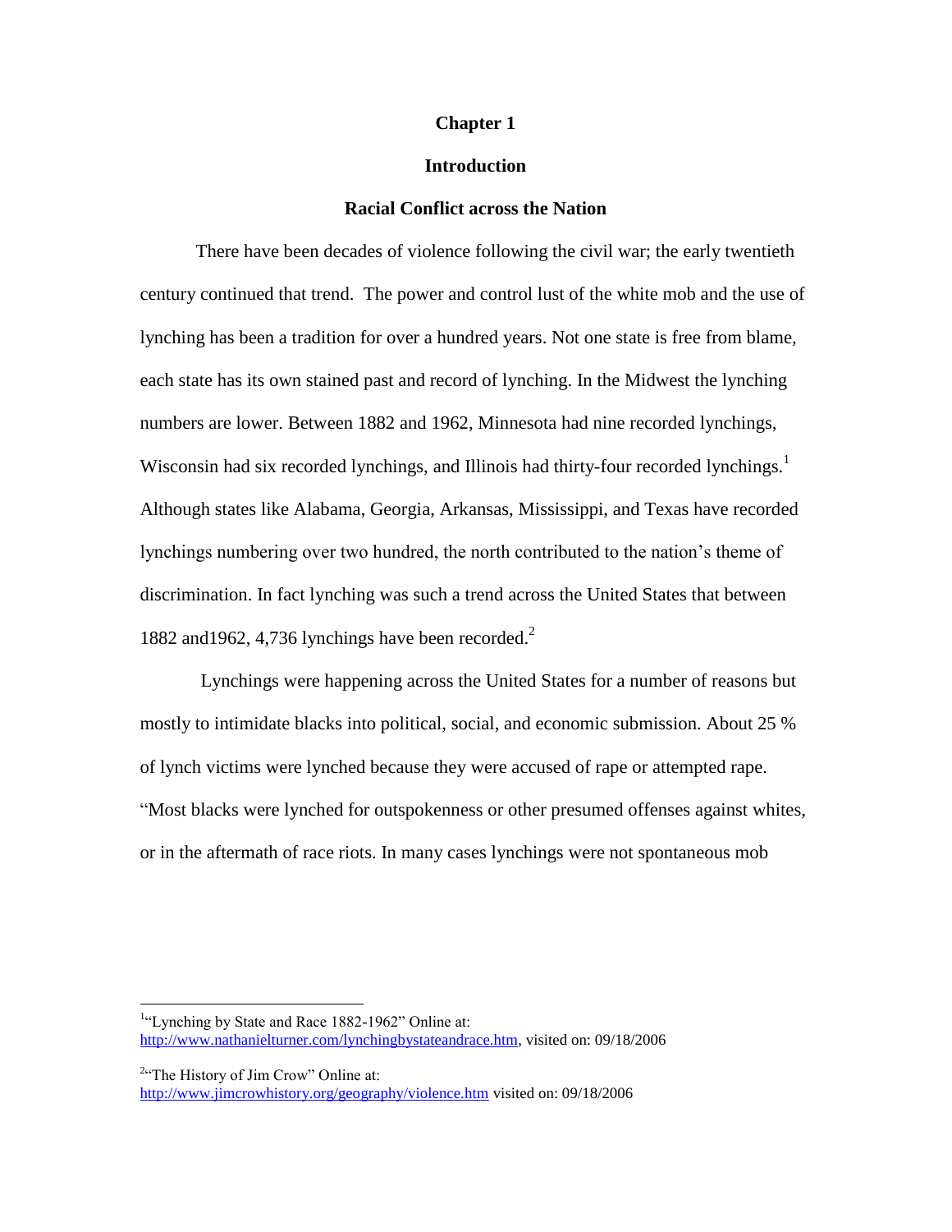# Chapter 1

## Introduction

### Racial Conflict across the Nation

There have been decades of violence following the civil war; the early twentieth century continued that trend. The power and control lust of the white mob and the use of lynching has been a tradition for over a hundred years. Not one state is free from blame, each state has its own stained past and record of lynching. In the Midwest the lynching numbers are lower. Between 1882 and 1962, Minnesota had nine recorded lynchings, Wisconsin had six recorded lynchings, and Illinois had thirty-four recorded lynchings.[1] Although states like Alabama, Georgia, Arkansas, Mississippi, and Texas have recorded lynchings numbering over two hundred, the north contributed to the nation's theme of discrimination. In fact lynching was such a trend across the United States that between 1882 and1962, 4,736 lynchings have been recorded.[2]

Lynchings were happening across the United States for a number of reasons but mostly to intimidate blacks into political, social, and economic submission. About 25 % of lynch victims were lynched because they were accused of rape or attempted rape. "Most blacks were lynched for outspokenness or other presumed offenses against whites, or in the aftermath of race riots. In many cases lynchings were not spontaneous mob

---

[1] "Lynching by State and Race 1882-1962" Online at: http://www.nathanielturner.com/lynchingbystateandrace.htm, visited on: 09/18/2006

[2] "The History of Jim Crow" Online at: http://www.jimcrowhistory.org/geography/violence.htm visited on: 09/18/2006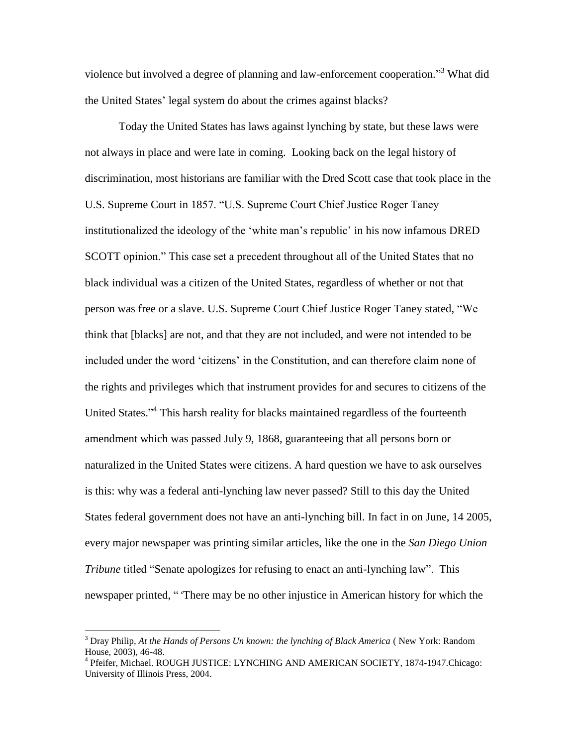violence but involved a degree of planning and law-enforcement cooperation."[3] What did the United States' legal system do about the crimes against blacks?

Today the United States has laws against lynching by state, but these laws were not always in place and were late in coming. Looking back on the legal history of discrimination, most historians are familiar with the Dred Scott case that took place in the U.S. Supreme Court in 1857. "U.S. Supreme Court Chief Justice Roger Taney institutionalized the ideology of the 'white man's republic' in his now infamous DRED SCOTT opinion." This case set a precedent throughout all of the United States that no black individual was a citizen of the United States, regardless of whether or not that person was free or a slave. U.S. Supreme Court Chief Justice Roger Taney stated, "We think that [blacks] are not, and that they are not included, and were not intended to be included under the word 'citizens' in the Constitution, and can therefore claim none of the rights and privileges which that instrument provides for and secures to citizens of the United States."[4] This harsh reality for blacks maintained regardless of the fourteenth amendment which was passed July 9, 1868, guaranteeing that all persons born or naturalized in the United States were citizens. A hard question we have to ask ourselves is this: why was a federal anti-lynching law never passed? Still to this day the United States federal government does not have an anti-lynching bill. In fact in on June, 14 2005, every major newspaper was printing similar articles, like the one in the *San Diego Union Tribune* titled "Senate apologizes for refusing to enact an anti-lynching law". This newspaper printed, " 'There may be no other injustice in American history for which the

---

[3] Dray Philip, *At the Hands of Persons Un known: the lynching of Black America* ( New York: Random House, 2003), 46-48.

[4] Pfeifer, Michael. ROUGH JUSTICE: LYNCHING AND AMERICAN SOCIETY, 1874-1947.Chicago: University of Illinois Press, 2004.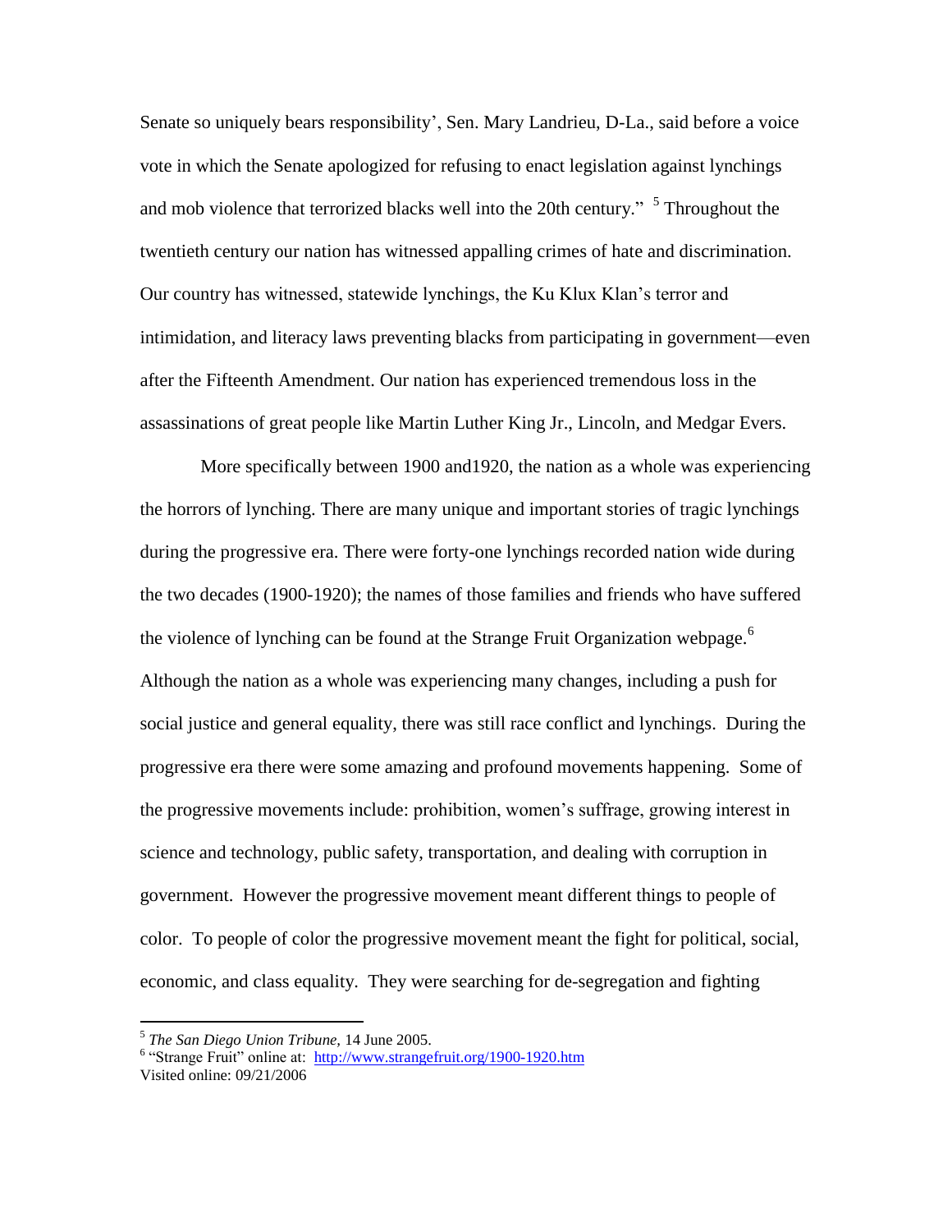Senate so uniquely bears responsibility', Sen. Mary Landrieu, D-La., said before a voice vote in which the Senate apologized for refusing to enact legislation against lynchings and mob violence that terrorized blacks well into the 20th century." [5] Throughout the twentieth century our nation has witnessed appalling crimes of hate and discrimination. Our country has witnessed, statewide lynchings, the Ku Klux Klan's terror and intimidation, and literacy laws preventing blacks from participating in government—even after the Fifteenth Amendment. Our nation has experienced tremendous loss in the assassinations of great people like Martin Luther King Jr., Lincoln, and Medgar Evers.

More specifically between 1900 and1920, the nation as a whole was experiencing the horrors of lynching. There are many unique and important stories of tragic lynchings during the progressive era. There were forty-one lynchings recorded nation wide during the two decades (1900-1920); the names of those families and friends who have suffered the violence of lynching can be found at the Strange Fruit Organization webpage.[6] Although the nation as a whole was experiencing many changes, including a push for social justice and general equality, there was still race conflict and lynchings. During the progressive era there were some amazing and profound movements happening. Some of the progressive movements include: prohibition, women's suffrage, growing interest in science and technology, public safety, transportation, and dealing with corruption in government. However the progressive movement meant different things to people of color. To people of color the progressive movement meant the fight for political, social, economic, and class equality. They were searching for de-segregation and fighting

---

[5] *The San Diego Union Tribune,* 14 June 2005.

[6] "Strange Fruit" online at: http://www.strangefruit.org/1900-1920.htm
Visited online: 09/21/2006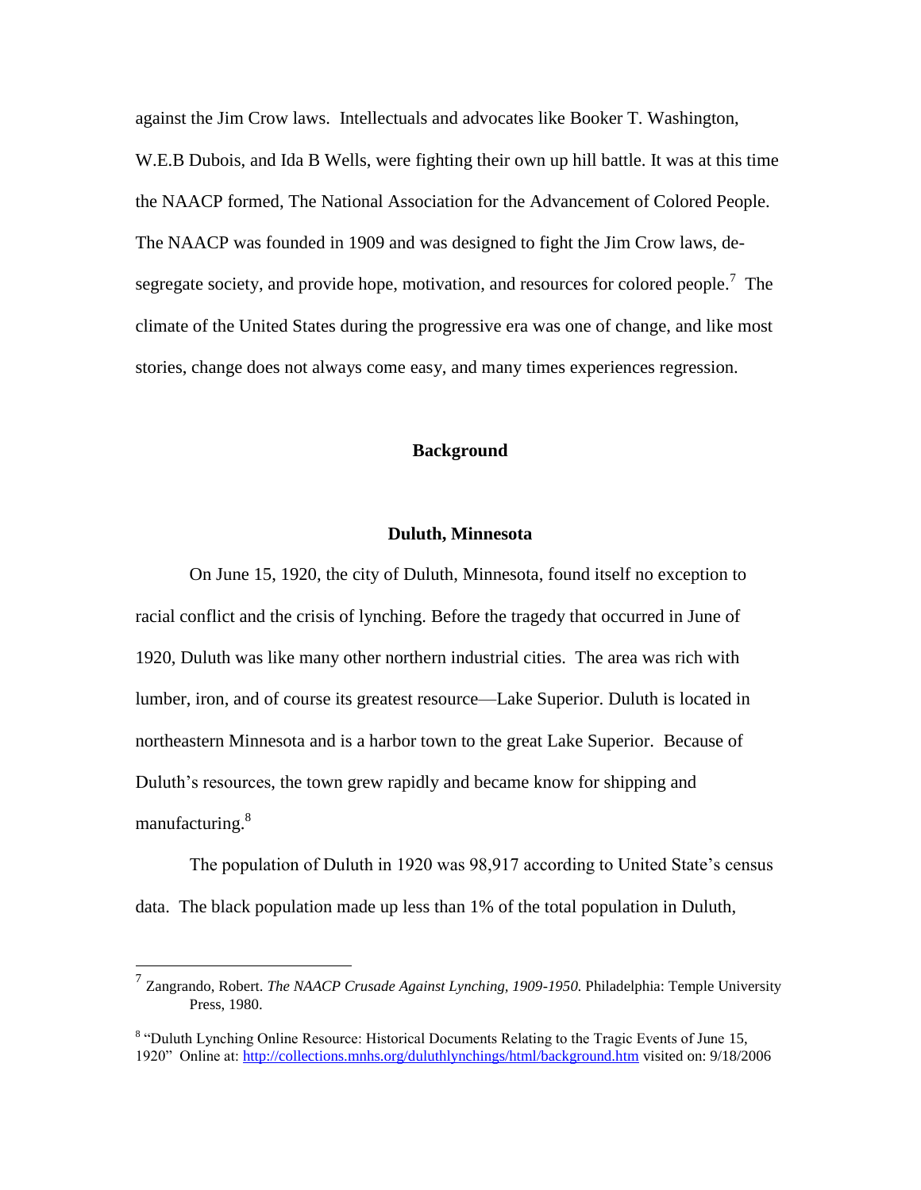against the Jim Crow laws. Intellectuals and advocates like Booker T. Washington, W.E.B Dubois, and Ida B Wells, were fighting their own up hill battle. It was at this time the NAACP formed, The National Association for the Advancement of Colored People. The NAACP was founded in 1909 and was designed to fight the Jim Crow laws, de-segregate society, and provide hope, motivation, and resources for colored people.[7] The climate of the United States during the progressive era was one of change, and like most stories, change does not always come easy, and many times experiences regression.

## Background

### Duluth, Minnesota

On June 15, 1920, the city of Duluth, Minnesota, found itself no exception to racial conflict and the crisis of lynching. Before the tragedy that occurred in June of 1920, Duluth was like many other northern industrial cities. The area was rich with lumber, iron, and of course its greatest resource—Lake Superior. Duluth is located in northeastern Minnesota and is a harbor town to the great Lake Superior. Because of Duluth's resources, the town grew rapidly and became know for shipping and manufacturing.[8]

The population of Duluth in 1920 was 98,917 according to United State's census data. The black population made up less than 1% of the total population in Duluth,

---

[7] Zangrando, Robert. *The NAACP Crusade Against Lynching, 1909-1950.* Philadelphia: Temple University Press, 1980.

[8] "Duluth Lynching Online Resource: Historical Documents Relating to the Tragic Events of June 15, 1920" Online at: http://collections.mnhs.org/duluthlynchings/html/background.htm visited on: 9/18/2006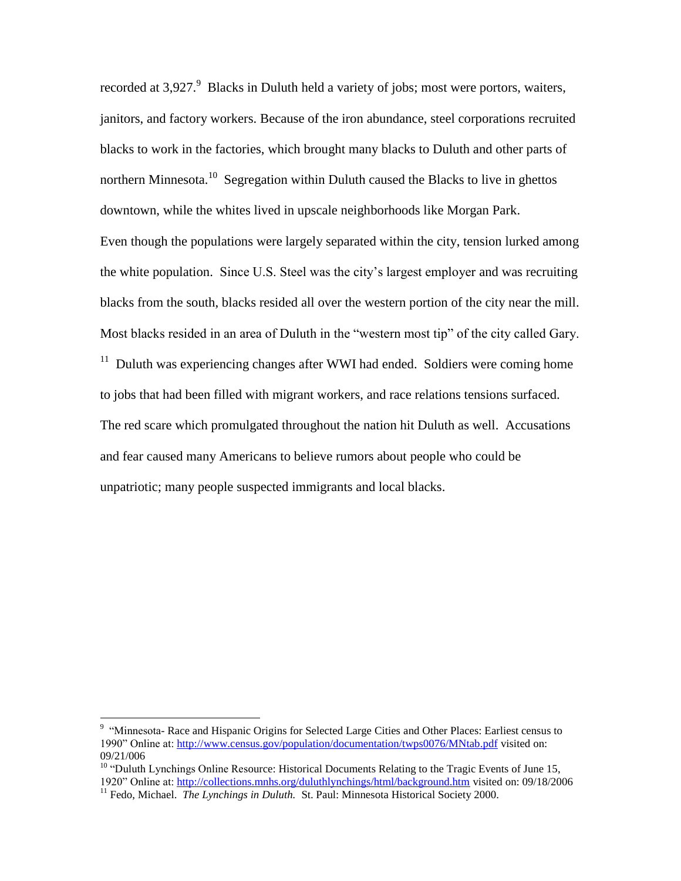recorded at 3,927.[9] Blacks in Duluth held a variety of jobs; most were portors, waiters, janitors, and factory workers. Because of the iron abundance, steel corporations recruited blacks to work in the factories, which brought many blacks to Duluth and other parts of northern Minnesota.[10] Segregation within Duluth caused the Blacks to live in ghettos downtown, while the whites lived in upscale neighborhoods like Morgan Park.

Even though the populations were largely separated within the city, tension lurked among the white population. Since U.S. Steel was the city's largest employer and was recruiting blacks from the south, blacks resided all over the western portion of the city near the mill. Most blacks resided in an area of Duluth in the "western most tip" of the city called Gary.[11] Duluth was experiencing changes after WWI had ended. Soldiers were coming home to jobs that had been filled with migrant workers, and race relations tensions surfaced. The red scare which promulgated throughout the nation hit Duluth as well. Accusations and fear caused many Americans to believe rumors about people who could be unpatriotic; many people suspected immigrants and local blacks.

---

[9] "Minnesota- Race and Hispanic Origins for Selected Large Cities and Other Places: Earliest census to 1990" Online at: http://www.census.gov/population/documentation/twps0076/MNtab.pdf visited on: 09/21/006

[10] "Duluth Lynchings Online Resource: Historical Documents Relating to the Tragic Events of June 15, 1920" Online at: http://collections.mnhs.org/duluthlynchings/html/background.htm visited on: 09/18/2006

[11] Fedo, Michael. *The Lynchings in Duluth.* St. Paul: Minnesota Historical Society 2000.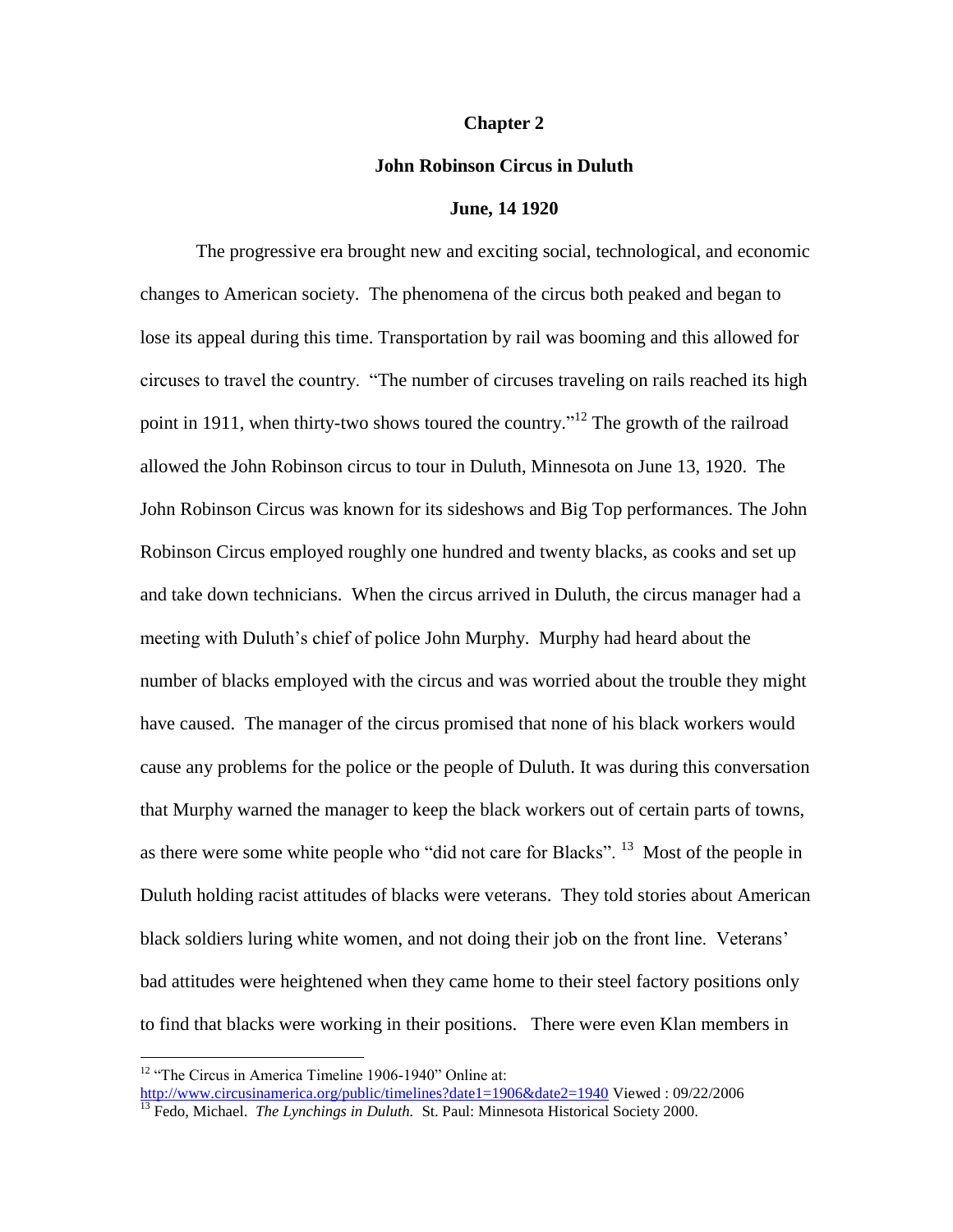# Chapter 2

## John Robinson Circus in Duluth

### June, 14 1920

The progressive era brought new and exciting social, technological, and economic changes to American society. The phenomena of the circus both peaked and began to lose its appeal during this time. Transportation by rail was booming and this allowed for circuses to travel the country. "The number of circuses traveling on rails reached its high point in 1911, when thirty-two shows toured the country."[12] The growth of the railroad allowed the John Robinson circus to tour in Duluth, Minnesota on June 13, 1920. The John Robinson Circus was known for its sideshows and Big Top performances. The John Robinson Circus employed roughly one hundred and twenty blacks, as cooks and set up and take down technicians. When the circus arrived in Duluth, the circus manager had a meeting with Duluth's chief of police John Murphy. Murphy had heard about the number of blacks employed with the circus and was worried about the trouble they might have caused. The manager of the circus promised that none of his black workers would cause any problems for the police or the people of Duluth. It was during this conversation that Murphy warned the manager to keep the black workers out of certain parts of towns, as there were some white people who "did not care for Blacks". [13] Most of the people in Duluth holding racist attitudes of blacks were veterans. They told stories about American black soldiers luring white women, and not doing their job on the front line. Veterans' bad attitudes were heightened when they came home to their steel factory positions only to find that blacks were working in their positions. There were even Klan members in

---

[12] "The Circus in America Timeline 1906-1940" Online at: http://www.circusinamerica.org/public/timelines?date1=1906&date2=1940 Viewed : 09/22/2006

[13] Fedo, Michael. *The Lynchings in Duluth.* St. Paul: Minnesota Historical Society 2000.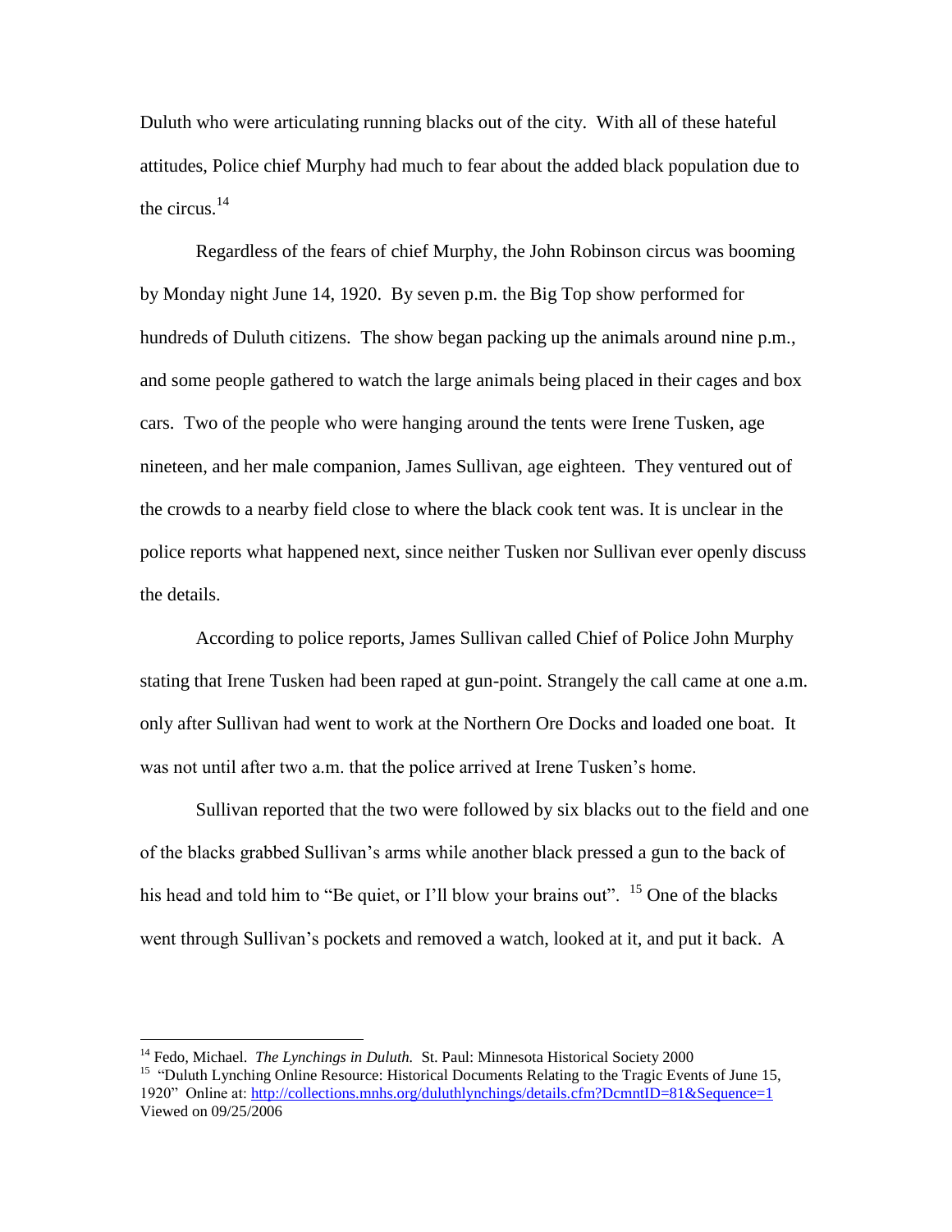Duluth who were articulating running blacks out of the city. With all of these hateful attitudes, Police chief Murphy had much to fear about the added black population due to the circus.[14]

Regardless of the fears of chief Murphy, the John Robinson circus was booming by Monday night June 14, 1920. By seven p.m. the Big Top show performed for hundreds of Duluth citizens. The show began packing up the animals around nine p.m., and some people gathered to watch the large animals being placed in their cages and box cars. Two of the people who were hanging around the tents were Irene Tusken, age nineteen, and her male companion, James Sullivan, age eighteen. They ventured out of the crowds to a nearby field close to where the black cook tent was. It is unclear in the police reports what happened next, since neither Tusken nor Sullivan ever openly discuss the details.

According to police reports, James Sullivan called Chief of Police John Murphy stating that Irene Tusken had been raped at gun-point. Strangely the call came at one a.m. only after Sullivan had went to work at the Northern Ore Docks and loaded one boat. It was not until after two a.m. that the police arrived at Irene Tusken's home.

Sullivan reported that the two were followed by six blacks out to the field and one of the blacks grabbed Sullivan's arms while another black pressed a gun to the back of his head and told him to "Be quiet, or I'll blow your brains out". [15] One of the blacks went through Sullivan's pockets and removed a watch, looked at it, and put it back. A

---

[14] Fedo, Michael. *The Lynchings in Duluth.* St. Paul: Minnesota Historical Society 2000

[15] "Duluth Lynching Online Resource: Historical Documents Relating to the Tragic Events of June 15, 1920" Online at: http://collections.mnhs.org/duluthlynchings/details.cfm?DcmntID=81&Sequence=1 Viewed on 09/25/2006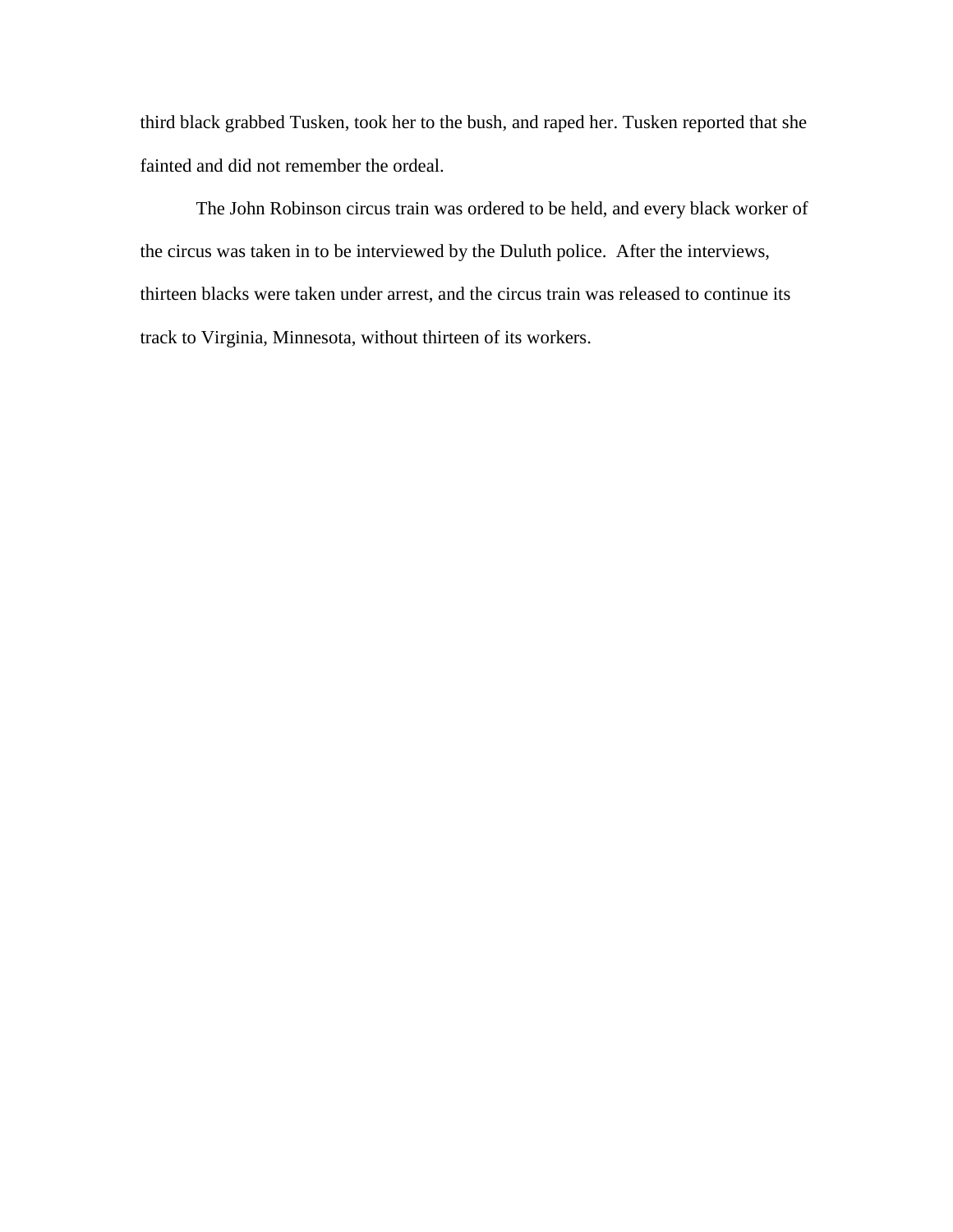third black grabbed Tusken, took her to the bush, and raped her. Tusken reported that she fainted and did not remember the ordeal.

The John Robinson circus train was ordered to be held, and every black worker of the circus was taken in to be interviewed by the Duluth police.  After the interviews, thirteen blacks were taken under arrest, and the circus train was released to continue its track to Virginia, Minnesota, without thirteen of its workers.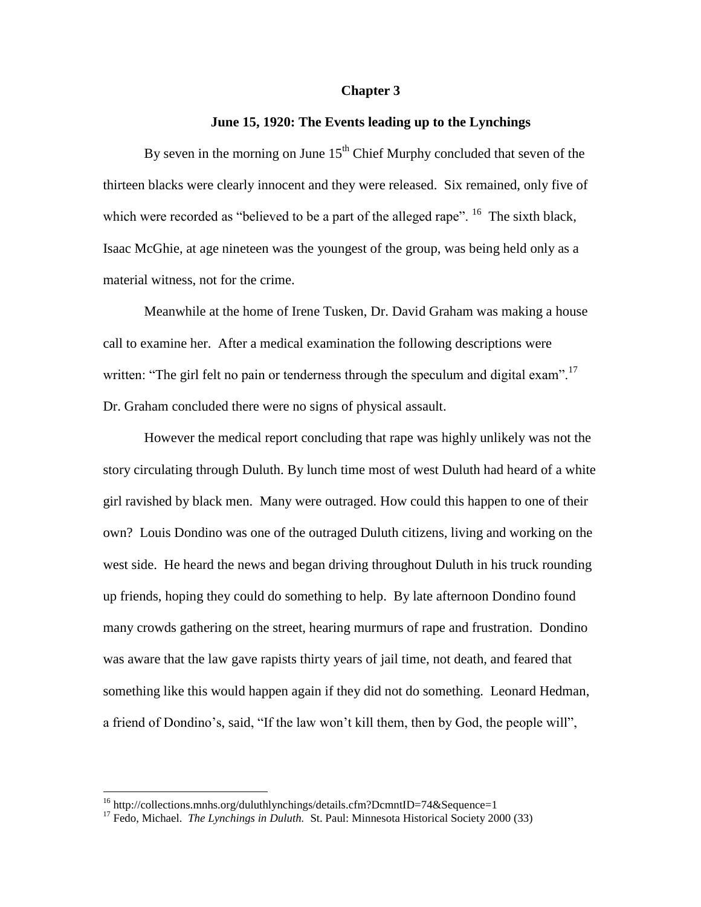# Chapter 3

## June 15, 1920: The Events leading up to the Lynchings

By seven in the morning on June 15th Chief Murphy concluded that seven of the thirteen blacks were clearly innocent and they were released. Six remained, only five of which were recorded as "believed to be a part of the alleged rape". [16] The sixth black, Isaac McGhie, at age nineteen was the youngest of the group, was being held only as a material witness, not for the crime.

Meanwhile at the home of Irene Tusken, Dr. David Graham was making a house call to examine her. After a medical examination the following descriptions were written: "The girl felt no pain or tenderness through the speculum and digital exam".[17] Dr. Graham concluded there were no signs of physical assault.

However the medical report concluding that rape was highly unlikely was not the story circulating through Duluth. By lunch time most of west Duluth had heard of a white girl ravished by black men. Many were outraged. How could this happen to one of their own? Louis Dondino was one of the outraged Duluth citizens, living and working on the west side. He heard the news and began driving throughout Duluth in his truck rounding up friends, hoping they could do something to help. By late afternoon Dondino found many crowds gathering on the street, hearing murmurs of rape and frustration. Dondino was aware that the law gave rapists thirty years of jail time, not death, and feared that something like this would happen again if they did not do something. Leonard Hedman, a friend of Dondino's, said, "If the law won't kill them, then by God, the people will",

---

[16] http://collections.mnhs.org/duluthlynchings/details.cfm?DcmntID=74&Sequence=1

[17] Fedo, Michael. *The Lynchings in Duluth.* St. Paul: Minnesota Historical Society 2000 (33)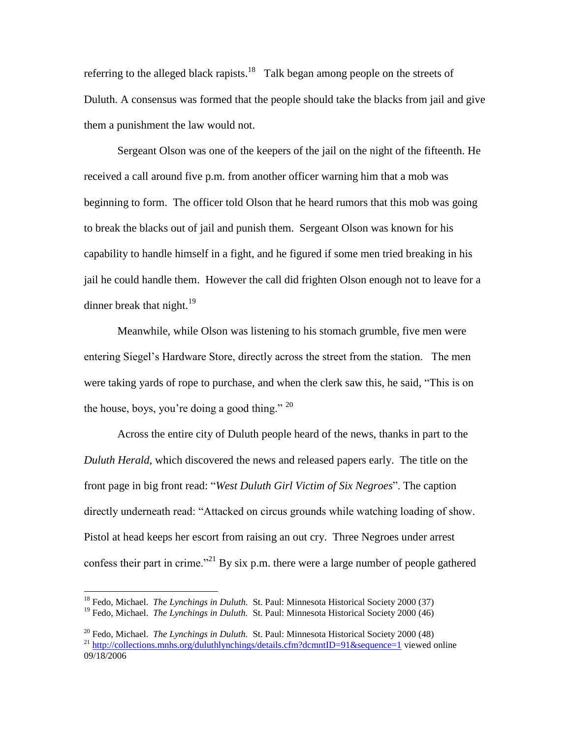referring to the alleged black rapists.[18] Talk began among people on the streets of Duluth. A consensus was formed that the people should take the blacks from jail and give them a punishment the law would not.

Sergeant Olson was one of the keepers of the jail on the night of the fifteenth. He received a call around five p.m. from another officer warning him that a mob was beginning to form. The officer told Olson that he heard rumors that this mob was going to break the blacks out of jail and punish them. Sergeant Olson was known for his capability to handle himself in a fight, and he figured if some men tried breaking in his jail he could handle them. However the call did frighten Olson enough not to leave for a dinner break that night.[19]

Meanwhile, while Olson was listening to his stomach grumble, five men were entering Siegel's Hardware Store, directly across the street from the station. The men were taking yards of rope to purchase, and when the clerk saw this, he said, "This is on the house, boys, you're doing a good thing." [20]

Across the entire city of Duluth people heard of the news, thanks in part to the *Duluth Herald*, which discovered the news and released papers early. The title on the front page in big front read: "*West Duluth Girl Victim of Six Negroes*". The caption directly underneath read: "Attacked on circus grounds while watching loading of show. Pistol at head keeps her escort from raising an out cry. Three Negroes under arrest confess their part in crime."[21] By six p.m. there were a large number of people gathered

---

[18] Fedo, Michael. *The Lynchings in Duluth.* St. Paul: Minnesota Historical Society 2000 (37)

[19] Fedo, Michael. *The Lynchings in Duluth.* St. Paul: Minnesota Historical Society 2000 (46)

[20] Fedo, Michael. *The Lynchings in Duluth.* St. Paul: Minnesota Historical Society 2000 (48)

[21] http://collections.mnhs.org/duluthlynchings/details.cfm?dcmntID=91&sequence=1 viewed online 09/18/2006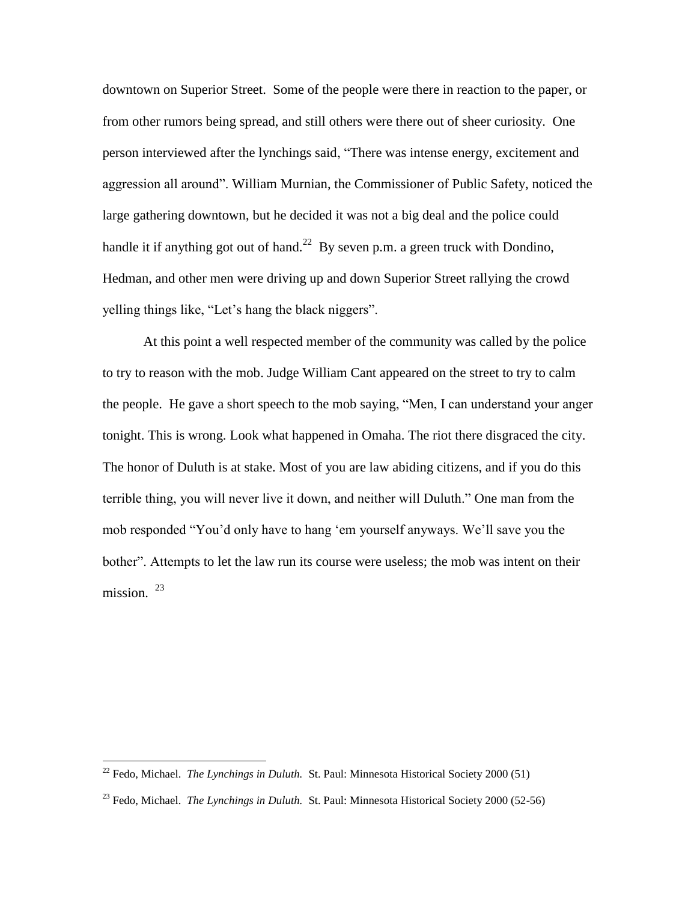downtown on Superior Street. Some of the people were there in reaction to the paper, or from other rumors being spread, and still others were there out of sheer curiosity. One person interviewed after the lynchings said, "There was intense energy, excitement and aggression all around". William Murnian, the Commissioner of Public Safety, noticed the large gathering downtown, but he decided it was not a big deal and the police could handle it if anything got out of hand.[22] By seven p.m. a green truck with Dondino, Hedman, and other men were driving up and down Superior Street rallying the crowd yelling things like, "Let's hang the black niggers".

At this point a well respected member of the community was called by the police to try to reason with the mob. Judge William Cant appeared on the street to try to calm the people. He gave a short speech to the mob saying, "Men, I can understand your anger tonight. This is wrong. Look what happened in Omaha. The riot there disgraced the city. The honor of Duluth is at stake. Most of you are law abiding citizens, and if you do this terrible thing, you will never live it down, and neither will Duluth." One man from the mob responded "You'd only have to hang 'em yourself anyways. We'll save you the bother". Attempts to let the law run its course were useless; the mob was intent on their mission. [23]

---

[22] Fedo, Michael. *The Lynchings in Duluth.* St. Paul: Minnesota Historical Society 2000 (51)

[23] Fedo, Michael. *The Lynchings in Duluth.* St. Paul: Minnesota Historical Society 2000 (52-56)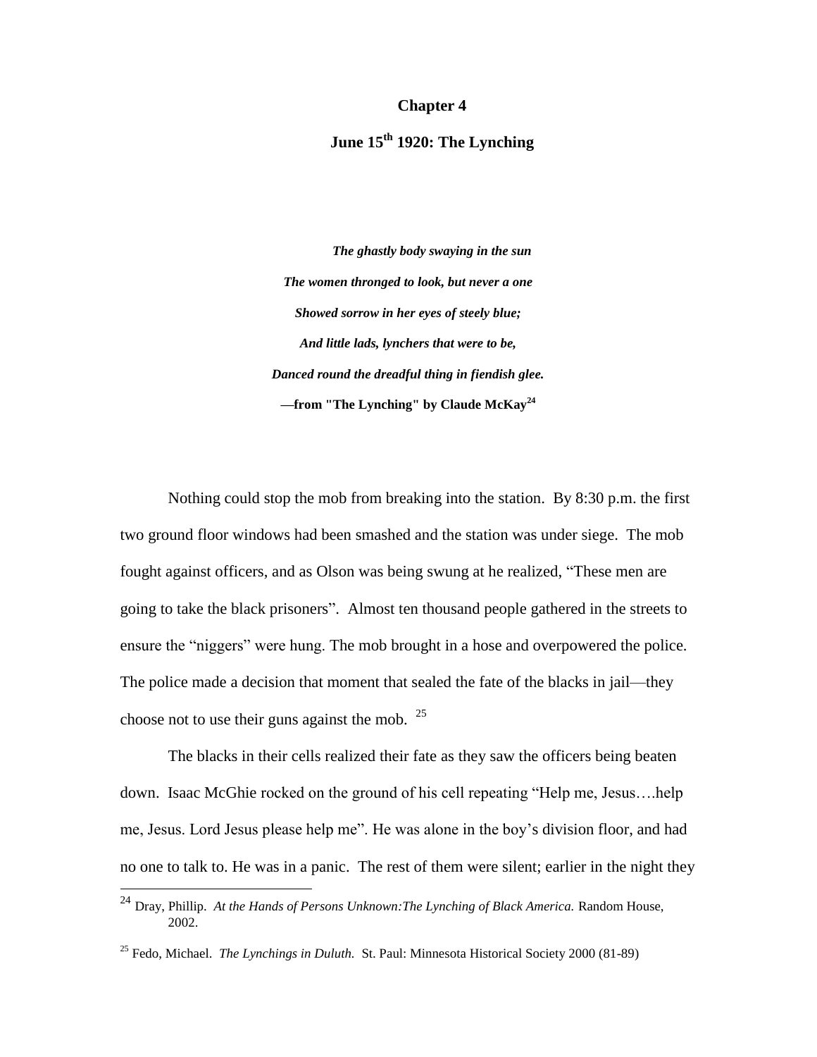# Chapter 4

## June 15th 1920: The Lynching

*The ghastly body swaying in the sun*

*The women thronged to look, but never a one*

*Showed sorrow in her eyes of steely blue;*

*And little lads, lynchers that were to be,*

*Danced round the dreadful thing in fiendish glee.*

**—from "The Lynching" by Claude McKay**[24]

Nothing could stop the mob from breaking into the station. By 8:30 p.m. the first two ground floor windows had been smashed and the station was under siege. The mob fought against officers, and as Olson was being swung at he realized, "These men are going to take the black prisoners". Almost ten thousand people gathered in the streets to ensure the "niggers" were hung. The mob brought in a hose and overpowered the police. The police made a decision that moment that sealed the fate of the blacks in jail—they choose not to use their guns against the mob. [25]

The blacks in their cells realized their fate as they saw the officers being beaten down. Isaac McGhie rocked on the ground of his cell repeating "Help me, Jesus….help me, Jesus. Lord Jesus please help me". He was alone in the boy's division floor, and had no one to talk to. He was in a panic. The rest of them were silent; earlier in the night they

---

[24] Dray, Phillip. *At the Hands of Persons Unknown:The Lynching of Black America.* Random House, 2002.

[25] Fedo, Michael. *The Lynchings in Duluth.* St. Paul: Minnesota Historical Society 2000 (81-89)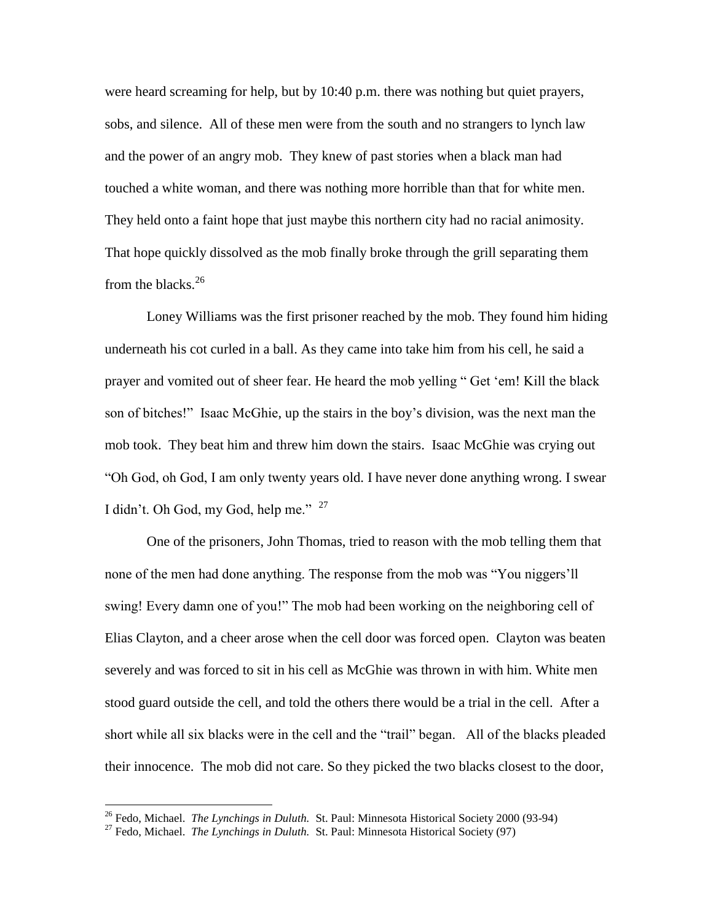were heard screaming for help, but by 10:40 p.m. there was nothing but quiet prayers, sobs, and silence. All of these men were from the south and no strangers to lynch law and the power of an angry mob. They knew of past stories when a black man had touched a white woman, and there was nothing more horrible than that for white men. They held onto a faint hope that just maybe this northern city had no racial animosity. That hope quickly dissolved as the mob finally broke through the grill separating them from the blacks.[26]

Loney Williams was the first prisoner reached by the mob. They found him hiding underneath his cot curled in a ball. As they came into take him from his cell, he said a prayer and vomited out of sheer fear. He heard the mob yelling " Get 'em! Kill the black son of bitches!" Isaac McGhie, up the stairs in the boy's division, was the next man the mob took. They beat him and threw him down the stairs. Isaac McGhie was crying out "Oh God, oh God, I am only twenty years old. I have never done anything wrong. I swear I didn't. Oh God, my God, help me." [27]

One of the prisoners, John Thomas, tried to reason with the mob telling them that none of the men had done anything. The response from the mob was "You niggers'll swing! Every damn one of you!" The mob had been working on the neighboring cell of Elias Clayton, and a cheer arose when the cell door was forced open. Clayton was beaten severely and was forced to sit in his cell as McGhie was thrown in with him. White men stood guard outside the cell, and told the others there would be a trial in the cell. After a short while all six blacks were in the cell and the "trail" began. All of the blacks pleaded their innocence. The mob did not care. So they picked the two blacks closest to the door,

[26] Fedo, Michael. *The Lynchings in Duluth.* St. Paul: Minnesota Historical Society 2000 (93-94)

[27] Fedo, Michael. *The Lynchings in Duluth.* St. Paul: Minnesota Historical Society (97)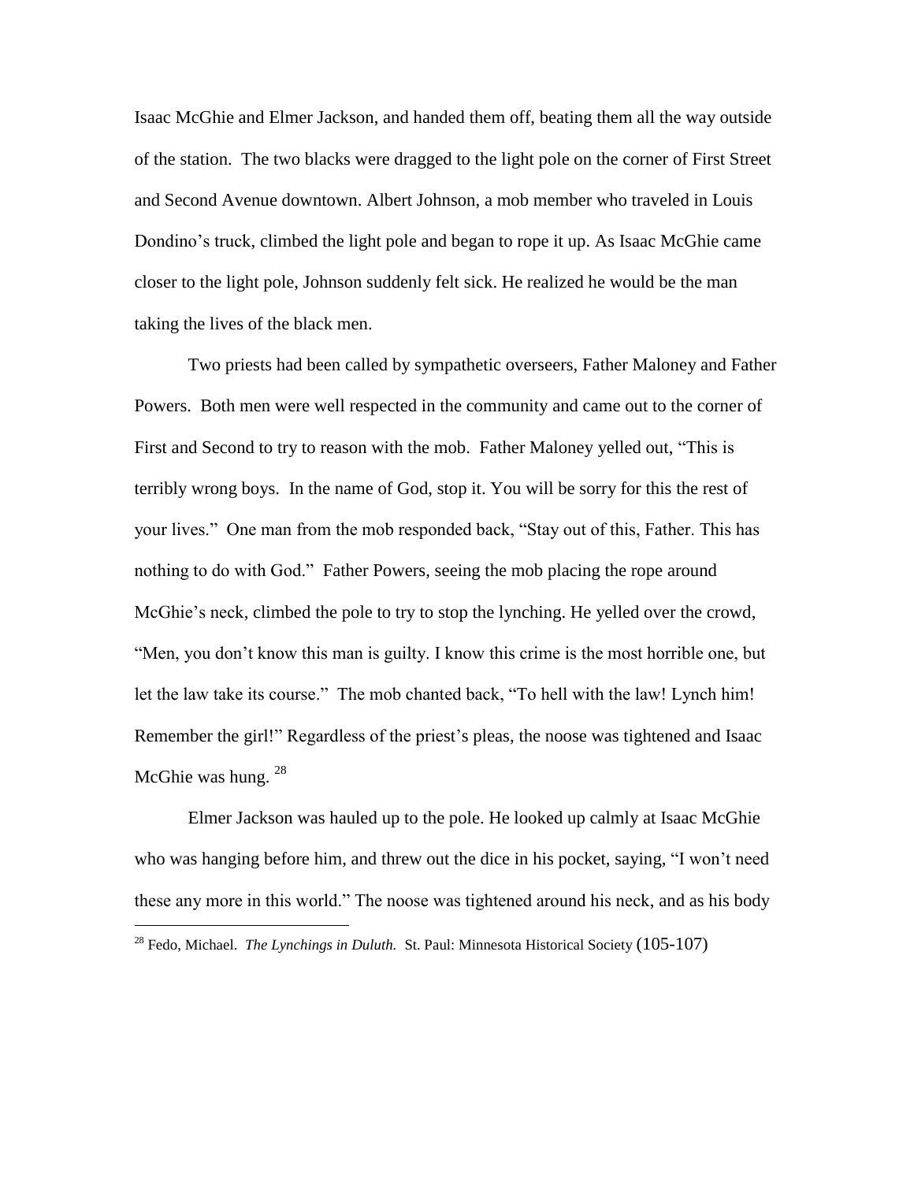Isaac McGhie and Elmer Jackson, and handed them off, beating them all the way outside of the station. The two blacks were dragged to the light pole on the corner of First Street and Second Avenue downtown. Albert Johnson, a mob member who traveled in Louis Dondino's truck, climbed the light pole and began to rope it up. As Isaac McGhie came closer to the light pole, Johnson suddenly felt sick. He realized he would be the man taking the lives of the black men.

Two priests had been called by sympathetic overseers, Father Maloney and Father Powers. Both men were well respected in the community and came out to the corner of First and Second to try to reason with the mob. Father Maloney yelled out, "This is terribly wrong boys. In the name of God, stop it. You will be sorry for this the rest of your lives." One man from the mob responded back, "Stay out of this, Father. This has nothing to do with God." Father Powers, seeing the mob placing the rope around McGhie's neck, climbed the pole to try to stop the lynching. He yelled over the crowd, "Men, you don't know this man is guilty. I know this crime is the most horrible one, but let the law take its course." The mob chanted back, "To hell with the law! Lynch him! Remember the girl!" Regardless of the priest's pleas, the noose was tightened and Isaac McGhie was hung. [28]

Elmer Jackson was hauled up to the pole. He looked up calmly at Isaac McGhie who was hanging before him, and threw out the dice in his pocket, saying, "I won't need these any more in this world." The noose was tightened around his neck, and as his body

---

[28] Fedo, Michael. *The Lynchings in Duluth.* St. Paul: Minnesota Historical Society (105-107)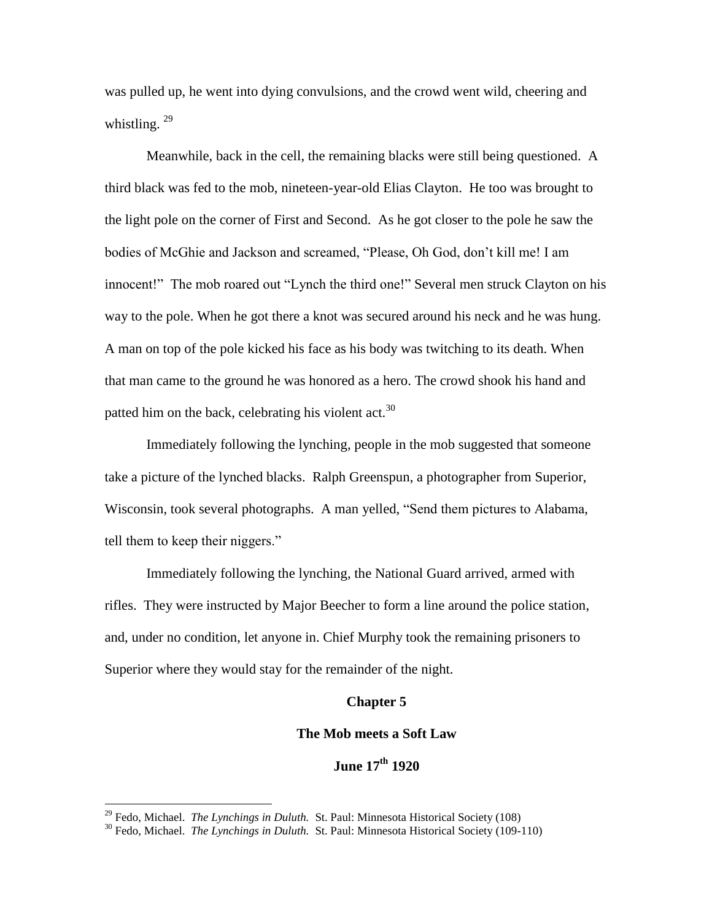was pulled up, he went into dying convulsions, and the crowd went wild, cheering and whistling. [29]

Meanwhile, back in the cell, the remaining blacks were still being questioned. A third black was fed to the mob, nineteen-year-old Elias Clayton. He too was brought to the light pole on the corner of First and Second. As he got closer to the pole he saw the bodies of McGhie and Jackson and screamed, "Please, Oh God, don't kill me! I am innocent!" The mob roared out "Lynch the third one!" Several men struck Clayton on his way to the pole. When he got there a knot was secured around his neck and he was hung. A man on top of the pole kicked his face as his body was twitching to its death. When that man came to the ground he was honored as a hero. The crowd shook his hand and patted him on the back, celebrating his violent act.[30]

Immediately following the lynching, people in the mob suggested that someone take a picture of the lynched blacks. Ralph Greenspun, a photographer from Superior, Wisconsin, took several photographs. A man yelled, "Send them pictures to Alabama, tell them to keep their niggers."

Immediately following the lynching, the National Guard arrived, armed with rifles. They were instructed by Major Beecher to form a line around the police station, and, under no condition, let anyone in. Chief Murphy took the remaining prisoners to Superior where they would stay for the remainder of the night.

## Chapter 5

## The Mob meets a Soft Law

## June 17th 1920

---

[29] Fedo, Michael. *The Lynchings in Duluth.* St. Paul: Minnesota Historical Society (108)

[30] Fedo, Michael. *The Lynchings in Duluth.* St. Paul: Minnesota Historical Society (109-110)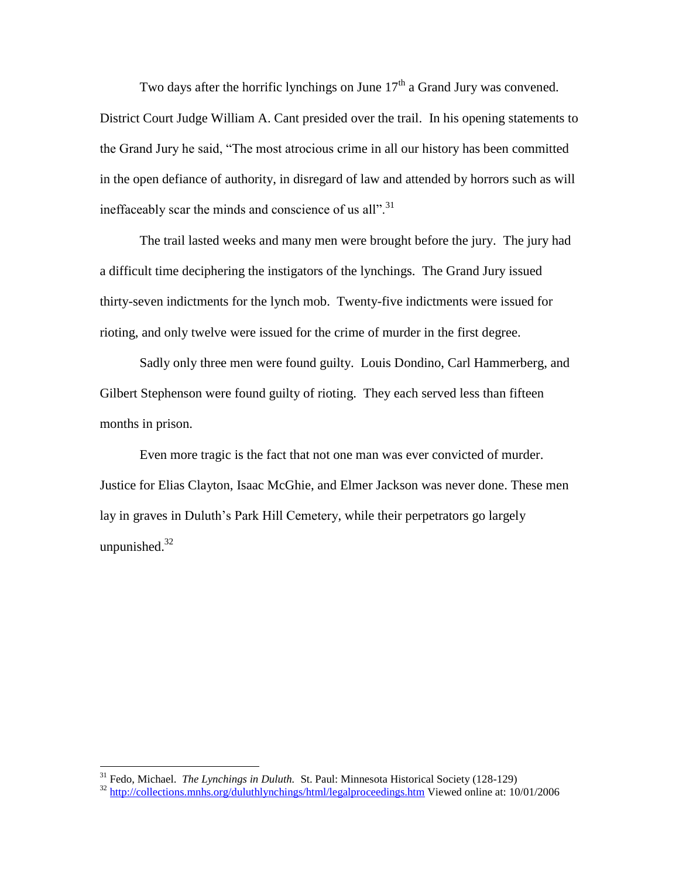Two days after the horrific lynchings on June 17th a Grand Jury was convened. District Court Judge William A. Cant presided over the trail. In his opening statements to the Grand Jury he said, “The most atrocious crime in all our history has been committed in the open defiance of authority, in disregard of law and attended by horrors such as will ineffaceably scar the minds and conscience of us all”.[31]

The trail lasted weeks and many men were brought before the jury. The jury had a difficult time deciphering the instigators of the lynchings. The Grand Jury issued thirty-seven indictments for the lynch mob. Twenty-five indictments were issued for rioting, and only twelve were issued for the crime of murder in the first degree.

Sadly only three men were found guilty. Louis Dondino, Carl Hammerberg, and Gilbert Stephenson were found guilty of rioting. They each served less than fifteen months in prison.

Even more tragic is the fact that not one man was ever convicted of murder. Justice for Elias Clayton, Isaac McGhie, and Elmer Jackson was never done. These men lay in graves in Duluth’s Park Hill Cemetery, while their perpetrators go largely unpunished.[32]

---

[31] Fedo, Michael. *The Lynchings in Duluth.* St. Paul: Minnesota Historical Society (128-129)

[32] http://collections.mnhs.org/duluthlynchings/html/legalproceedings.htm Viewed online at: 10/01/2006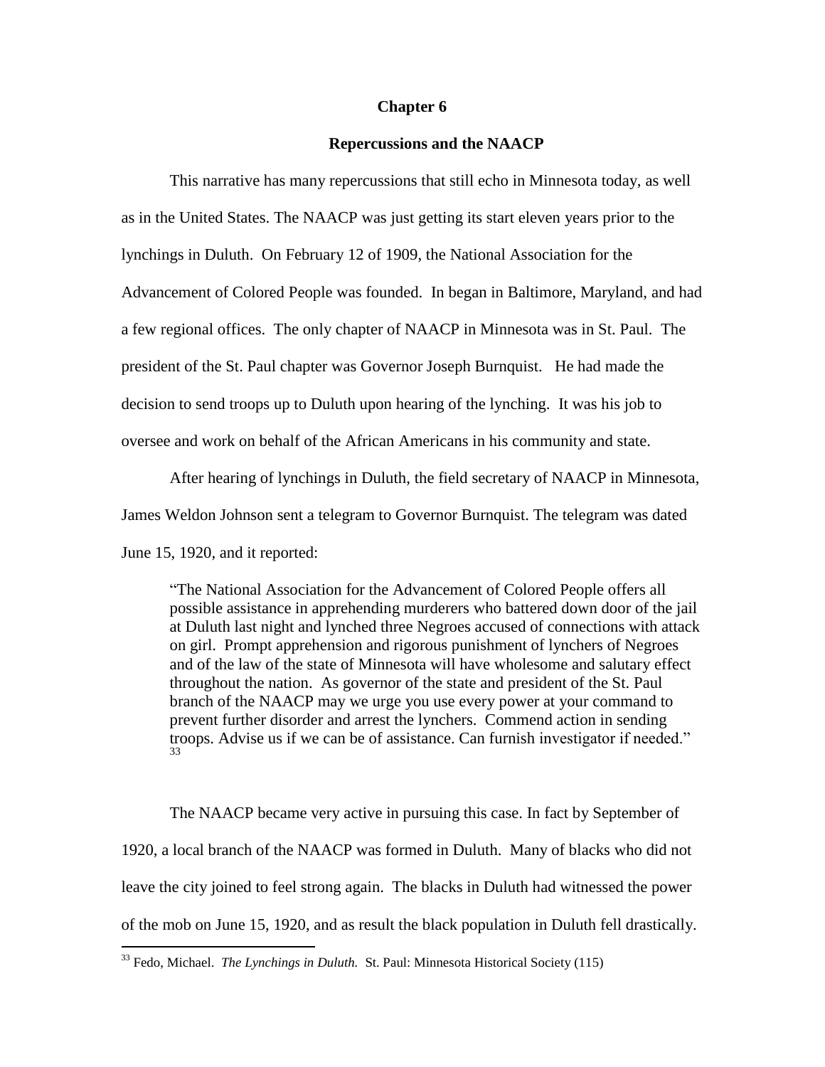# Chapter 6

## Repercussions and the NAACP

This narrative has many repercussions that still echo in Minnesota today, as well as in the United States. The NAACP was just getting its start eleven years prior to the lynchings in Duluth. On February 12 of 1909, the National Association for the Advancement of Colored People was founded. In began in Baltimore, Maryland, and had a few regional offices. The only chapter of NAACP in Minnesota was in St. Paul. The president of the St. Paul chapter was Governor Joseph Burnquist. He had made the decision to send troops up to Duluth upon hearing of the lynching. It was his job to oversee and work on behalf of the African Americans in his community and state.

After hearing of lynchings in Duluth, the field secretary of NAACP in Minnesota, James Weldon Johnson sent a telegram to Governor Burnquist. The telegram was dated June 15, 1920, and it reported:

> "The National Association for the Advancement of Colored People offers all possible assistance in apprehending murderers who battered down door of the jail at Duluth last night and lynched three Negroes accused of connections with attack on girl. Prompt apprehension and rigorous punishment of lynchers of Negroes and of the law of the state of Minnesota will have wholesome and salutary effect throughout the nation. As governor of the state and president of the St. Paul branch of the NAACP may we urge you use every power at your command to prevent further disorder and arrest the lynchers. Commend action in sending troops. Advise us if we can be of assistance. Can furnish investigator if needed." [33]

The NAACP became very active in pursuing this case. In fact by September of 1920, a local branch of the NAACP was formed in Duluth. Many of blacks who did not leave the city joined to feel strong again. The blacks in Duluth had witnessed the power of the mob on June 15, 1920, and as result the black population in Duluth fell drastically.

[33] Fedo, Michael. *The Lynchings in Duluth.* St. Paul: Minnesota Historical Society (115)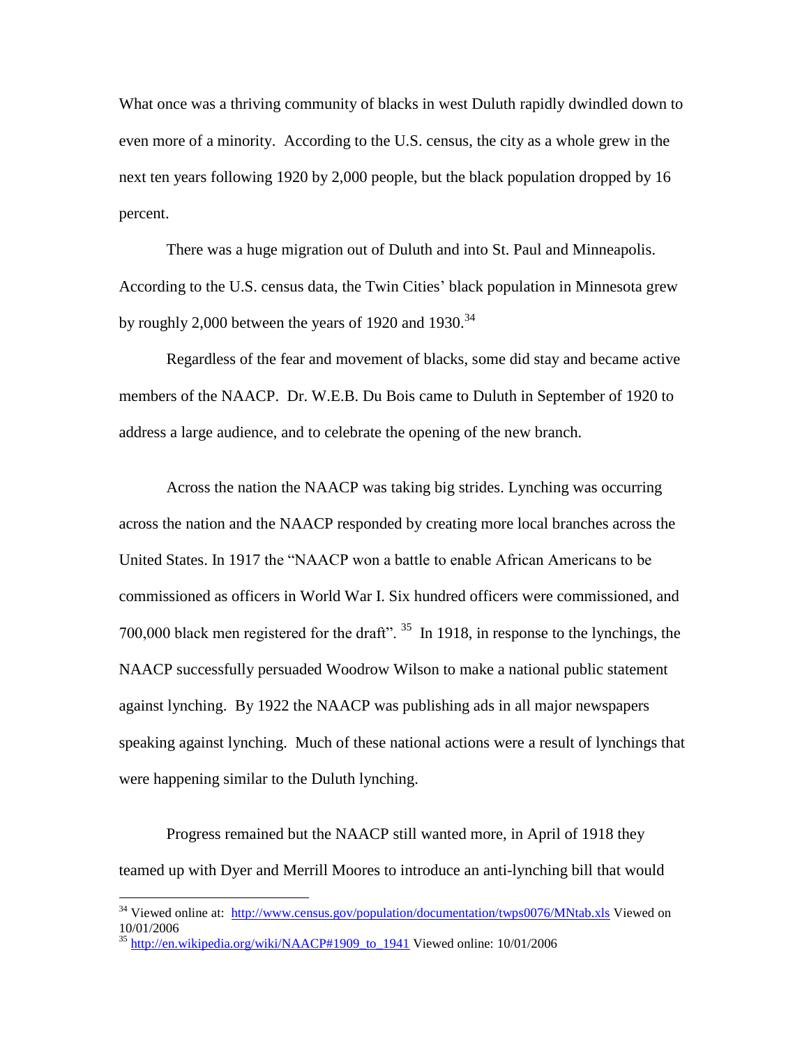What once was a thriving community of blacks in west Duluth rapidly dwindled down to even more of a minority. According to the U.S. census, the city as a whole grew in the next ten years following 1920 by 2,000 people, but the black population dropped by 16 percent.

There was a huge migration out of Duluth and into St. Paul and Minneapolis. According to the U.S. census data, the Twin Cities' black population in Minnesota grew by roughly 2,000 between the years of 1920 and 1930.[34]

Regardless of the fear and movement of blacks, some did stay and became active members of the NAACP. Dr. W.E.B. Du Bois came to Duluth in September of 1920 to address a large audience, and to celebrate the opening of the new branch.

Across the nation the NAACP was taking big strides. Lynching was occurring across the nation and the NAACP responded by creating more local branches across the United States. In 1917 the "NAACP won a battle to enable African Americans to be commissioned as officers in World War I. Six hundred officers were commissioned, and 700,000 black men registered for the draft".[35] In 1918, in response to the lynchings, the NAACP successfully persuaded Woodrow Wilson to make a national public statement against lynching. By 1922 the NAACP was publishing ads in all major newspapers speaking against lynching. Much of these national actions were a result of lynchings that were happening similar to the Duluth lynching.

Progress remained but the NAACP still wanted more, in April of 1918 they teamed up with Dyer and Merrill Moores to introduce an anti-lynching bill that would

---

[34] Viewed online at: http://www.census.gov/population/documentation/twps0076/MNtab.xls Viewed on 10/01/2006

[35] http://en.wikipedia.org/wiki/NAACP#1909_to_1941 Viewed online: 10/01/2006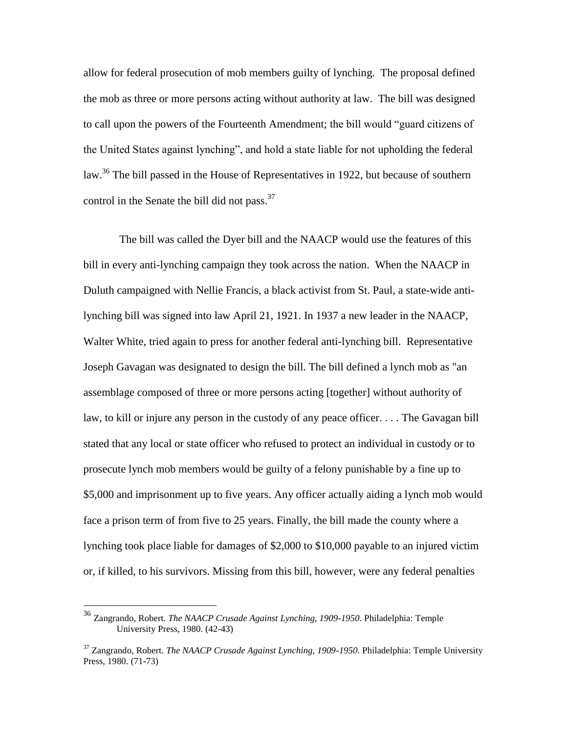allow for federal prosecution of mob members guilty of lynching. The proposal defined the mob as three or more persons acting without authority at law. The bill was designed to call upon the powers of the Fourteenth Amendment; the bill would "guard citizens of the United States against lynching", and hold a state liable for not upholding the federal law.[36] The bill passed in the House of Representatives in 1922, but because of southern control in the Senate the bill did not pass.[37]

The bill was called the Dyer bill and the NAACP would use the features of this bill in every anti-lynching campaign they took across the nation. When the NAACP in Duluth campaigned with Nellie Francis, a black activist from St. Paul, a state-wide anti-lynching bill was signed into law April 21, 1921. In 1937 a new leader in the NAACP, Walter White, tried again to press for another federal anti-lynching bill. Representative Joseph Gavagan was designated to design the bill. The bill defined a lynch mob as "an assemblage composed of three or more persons acting [together] without authority of law, to kill or injure any person in the custody of any peace officer. . . . The Gavagan bill stated that any local or state officer who refused to protect an individual in custody or to prosecute lynch mob members would be guilty of a felony punishable by a fine up to $5,000 and imprisonment up to five years. Any officer actually aiding a lynch mob would face a prison term of from five to 25 years. Finally, the bill made the county where a lynching took place liable for damages of $2,000 to $10,000 payable to an injured victim or, if killed, to his survivors. Missing from this bill, however, were any federal penalties

---

[36] Zangrando, Robert. *The NAACP Crusade Against Lynching, 1909-1950*. Philadelphia: Temple University Press, 1980. (42-43)

[37] Zangrando, Robert. *The NAACP Crusade Against Lynching, 1909-1950.* Philadelphia: Temple University Press, 1980. (71-73)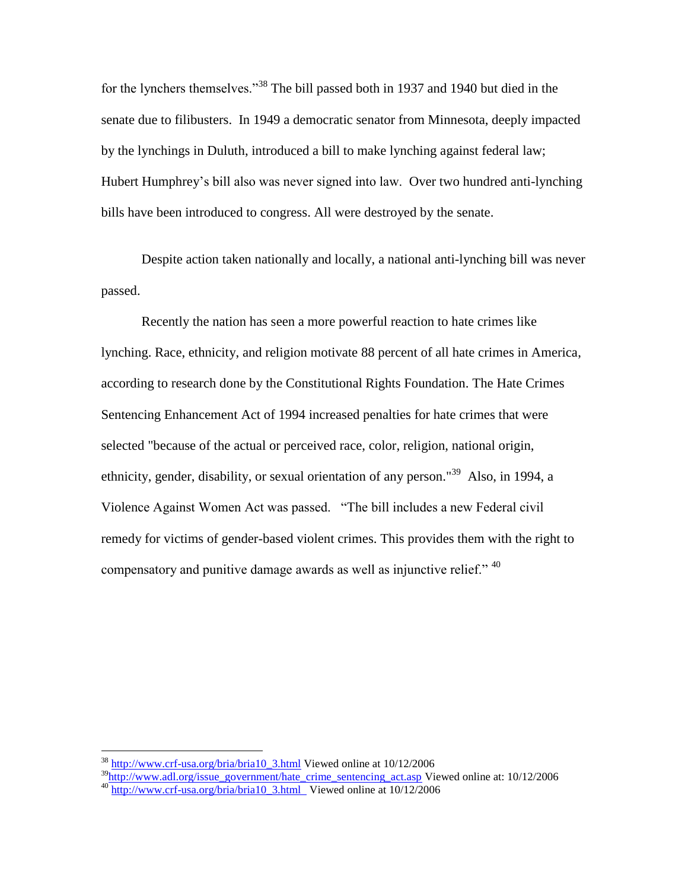for the lynchers themselves."[38] The bill passed both in 1937 and 1940 but died in the senate due to filibusters. In 1949 a democratic senator from Minnesota, deeply impacted by the lynchings in Duluth, introduced a bill to make lynching against federal law; Hubert Humphrey's bill also was never signed into law. Over two hundred anti-lynching bills have been introduced to congress. All were destroyed by the senate.

Despite action taken nationally and locally, a national anti-lynching bill was never passed.

Recently the nation has seen a more powerful reaction to hate crimes like lynching. Race, ethnicity, and religion motivate 88 percent of all hate crimes in America, according to research done by the Constitutional Rights Foundation. The Hate Crimes Sentencing Enhancement Act of 1994 increased penalties for hate crimes that were selected "because of the actual or perceived race, color, religion, national origin, ethnicity, gender, disability, or sexual orientation of any person."[39] Also, in 1994, a Violence Against Women Act was passed. "The bill includes a new Federal civil remedy for victims of gender-based violent crimes. This provides them with the right to compensatory and punitive damage awards as well as injunctive relief." [40]

---

[38] http://www.crf-usa.org/bria/bria10_3.html Viewed online at 10/12/2006

[39] http://www.adl.org/issue_government/hate_crime_sentencing_act.asp Viewed online at: 10/12/2006

[40] http://www.crf-usa.org/bria/bria10_3.html Viewed online at 10/12/2006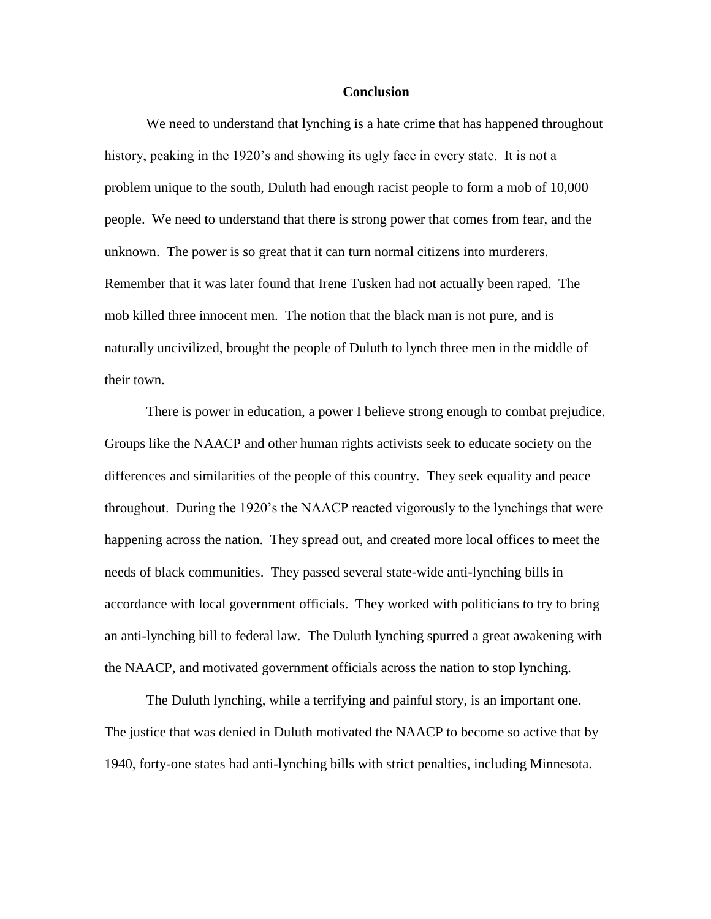## Conclusion

We need to understand that lynching is a hate crime that has happened throughout history, peaking in the 1920's and showing its ugly face in every state. It is not a problem unique to the south, Duluth had enough racist people to form a mob of 10,000 people. We need to understand that there is strong power that comes from fear, and the unknown. The power is so great that it can turn normal citizens into murderers. Remember that it was later found that Irene Tusken had not actually been raped. The mob killed three innocent men. The notion that the black man is not pure, and is naturally uncivilized, brought the people of Duluth to lynch three men in the middle of their town.

There is power in education, a power I believe strong enough to combat prejudice. Groups like the NAACP and other human rights activists seek to educate society on the differences and similarities of the people of this country. They seek equality and peace throughout. During the 1920's the NAACP reacted vigorously to the lynchings that were happening across the nation. They spread out, and created more local offices to meet the needs of black communities. They passed several state-wide anti-lynching bills in accordance with local government officials. They worked with politicians to try to bring an anti-lynching bill to federal law. The Duluth lynching spurred a great awakening with the NAACP, and motivated government officials across the nation to stop lynching.

The Duluth lynching, while a terrifying and painful story, is an important one. The justice that was denied in Duluth motivated the NAACP to become so active that by 1940, forty-one states had anti-lynching bills with strict penalties, including Minnesota.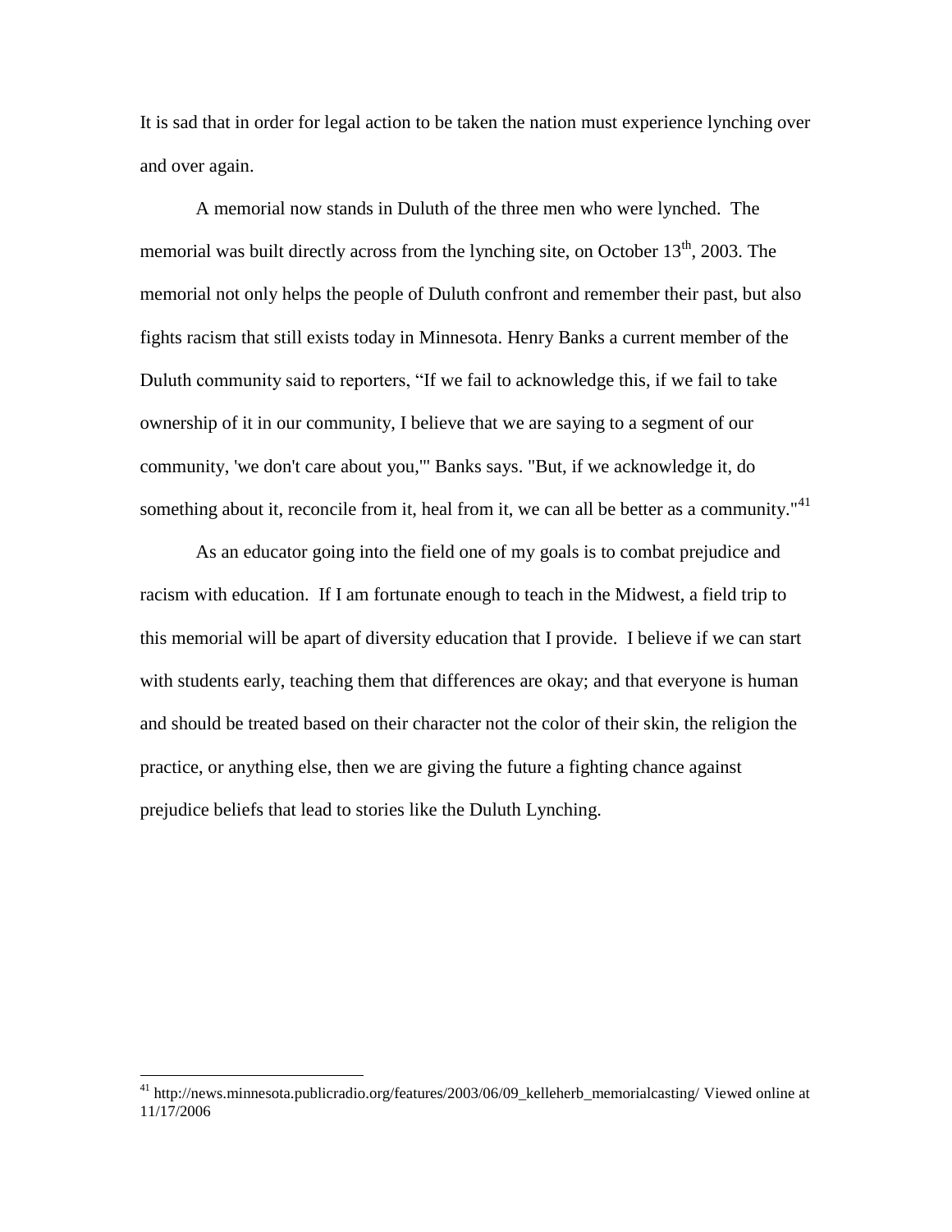It is sad that in order for legal action to be taken the nation must experience lynching over and over again.

A memorial now stands in Duluth of the three men who were lynched. The memorial was built directly across from the lynching site, on October 13th, 2003. The memorial not only helps the people of Duluth confront and remember their past, but also fights racism that still exists today in Minnesota. Henry Banks a current member of the Duluth community said to reporters, "If we fail to acknowledge this, if we fail to take ownership of it in our community, I believe that we are saying to a segment of our community, 'we don't care about you,'" Banks says. "But, if we acknowledge it, do something about it, reconcile from it, heal from it, we can all be better as a community."[41]

As an educator going into the field one of my goals is to combat prejudice and racism with education. If I am fortunate enough to teach in the Midwest, a field trip to this memorial will be apart of diversity education that I provide. I believe if we can start with students early, teaching them that differences are okay; and that everyone is human and should be treated based on their character not the color of their skin, the religion the practice, or anything else, then we are giving the future a fighting chance against prejudice beliefs that lead to stories like the Duluth Lynching.

---

[41] http://news.minnesota.publicradio.org/features/2003/06/09_kelleherb_memorialcasting/ Viewed online at 11/17/2006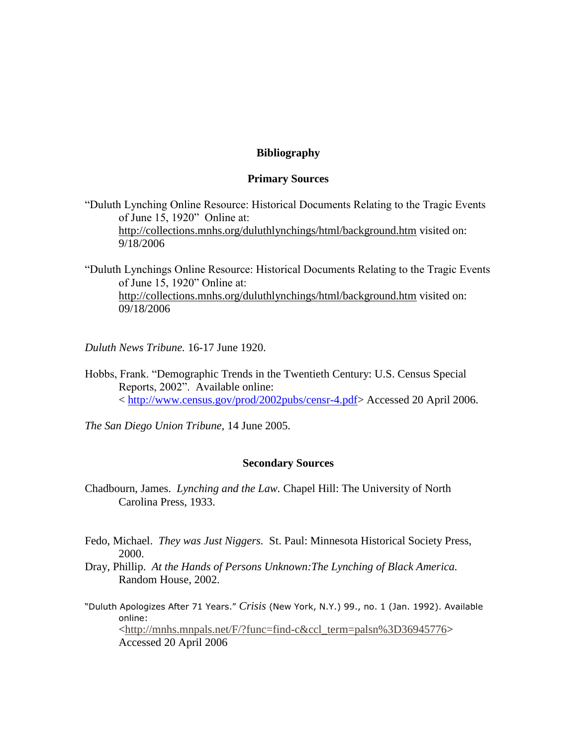## Bibliography

### Primary Sources

"Duluth Lynching Online Resource: Historical Documents Relating to the Tragic Events of June 15, 1920" Online at: http://collections.mnhs.org/duluthlynchings/html/background.htm visited on: 9/18/2006

"Duluth Lynchings Online Resource: Historical Documents Relating to the Tragic Events of June 15, 1920" Online at: http://collections.mnhs.org/duluthlynchings/html/background.htm visited on: 09/18/2006

*Duluth News Tribune.* 16-17 June 1920.

Hobbs, Frank. "Demographic Trends in the Twentieth Century: U.S. Census Special Reports, 2002". Available online: < http://www.census.gov/prod/2002pubs/censr-4.pdf> Accessed 20 April 2006.

*The San Diego Union Tribune,* 14 June 2005.

### Secondary Sources

Chadbourn, James. *Lynching and the Law.* Chapel Hill: The University of North Carolina Press, 1933.

Fedo, Michael. *They was Just Niggers.* St. Paul: Minnesota Historical Society Press, 2000.

Dray, Phillip. *At the Hands of Persons Unknown:The Lynching of Black America.* Random House, 2002.

"Duluth Apologizes After 71 Years." *Crisis* (New York, N.Y.) 99., no. 1 (Jan. 1992). Available online: <http://mnhs.mnpals.net/F/?func=find-c&ccl_term=palsn%3D36945776> Accessed 20 April 2006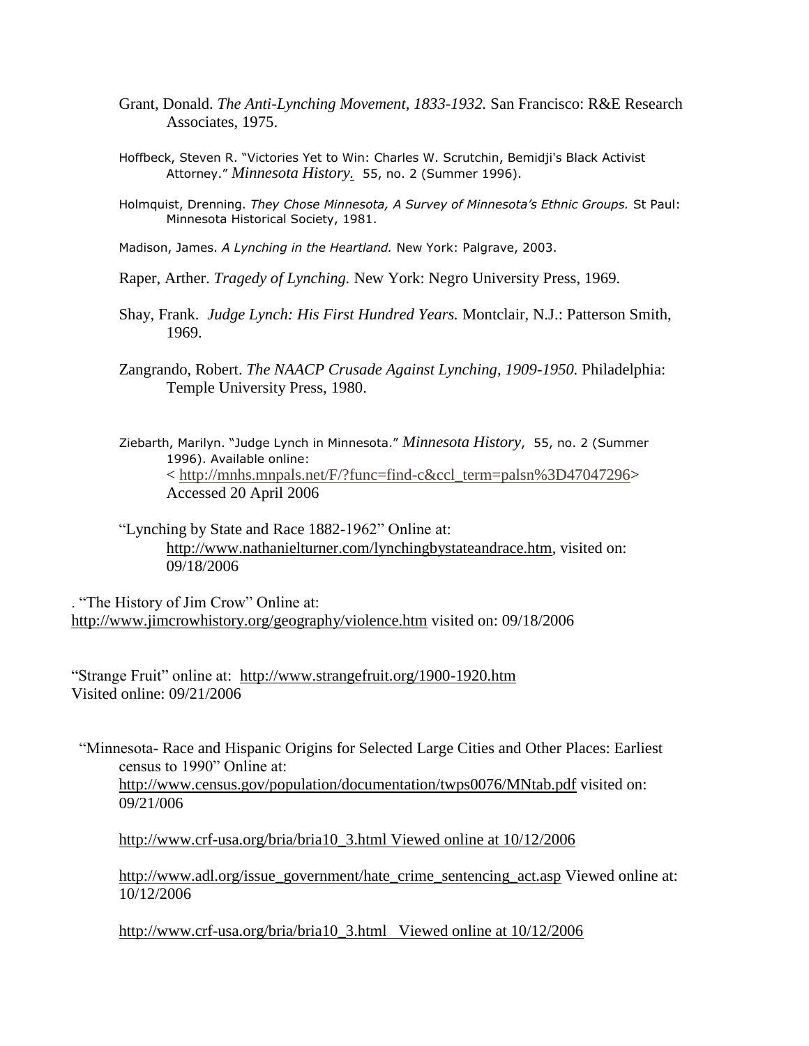Grant, Donald. *The Anti-Lynching Movement, 1833-1932.* San Francisco: R&E Research Associates, 1975.

Hoffbeck, Steven R. "Victories Yet to Win: Charles W. Scrutchin, Bemidji's Black Activist Attorney." *Minnesota History.* 55, no. 2 (Summer 1996).

Holmquist, Drenning. *They Chose Minnesota, A Survey of Minnesota's Ethnic Groups.* St Paul: Minnesota Historical Society, 1981.

Madison, James. *A Lynching in the Heartland.* New York: Palgrave, 2003.

Raper, Arther. *Tragedy of Lynching.* New York: Negro University Press, 1969.

Shay, Frank. *Judge Lynch: His First Hundred Years.* Montclair, N.J.: Patterson Smith, 1969.

Zangrando, Robert. *The NAACP Crusade Against Lynching, 1909-1950.* Philadelphia: Temple University Press, 1980.

Ziebarth, Marilyn. "Judge Lynch in Minnesota." *Minnesota History*, 55, no. 2 (Summer 1996). Available online: < http://mnhs.mnpals.net/F/?func=find-c&ccl_term=palsn%3D47047296> Accessed 20 April 2006

"Lynching by State and Race 1882-1962" Online at: http://www.nathanielturner.com/lynchingbystateandrace.htm, visited on: 09/18/2006

. "The History of Jim Crow" Online at: http://www.jimcrowhistory.org/geography/violence.htm visited on: 09/18/2006

"Strange Fruit" online at: http://www.strangefruit.org/1900-1920.htm Visited online: 09/21/2006

"Minnesota- Race and Hispanic Origins for Selected Large Cities and Other Places: Earliest census to 1990" Online at: http://www.census.gov/population/documentation/twps0076/MNtab.pdf visited on: 09/21/006

http://www.crf-usa.org/bria/bria10_3.html Viewed online at 10/12/2006

http://www.adl.org/issue_government/hate_crime_sentencing_act.asp Viewed online at: 10/12/2006

http://www.crf-usa.org/bria/bria10_3.html Viewed online at 10/12/2006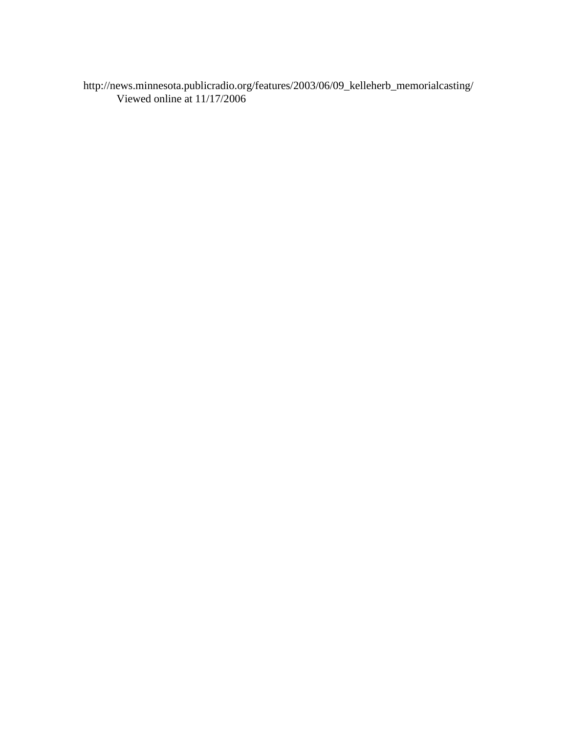http://news.minnesota.publicradio.org/features/2003/06/09_kelleherb_memorialcasting/
Viewed online at 11/17/2006